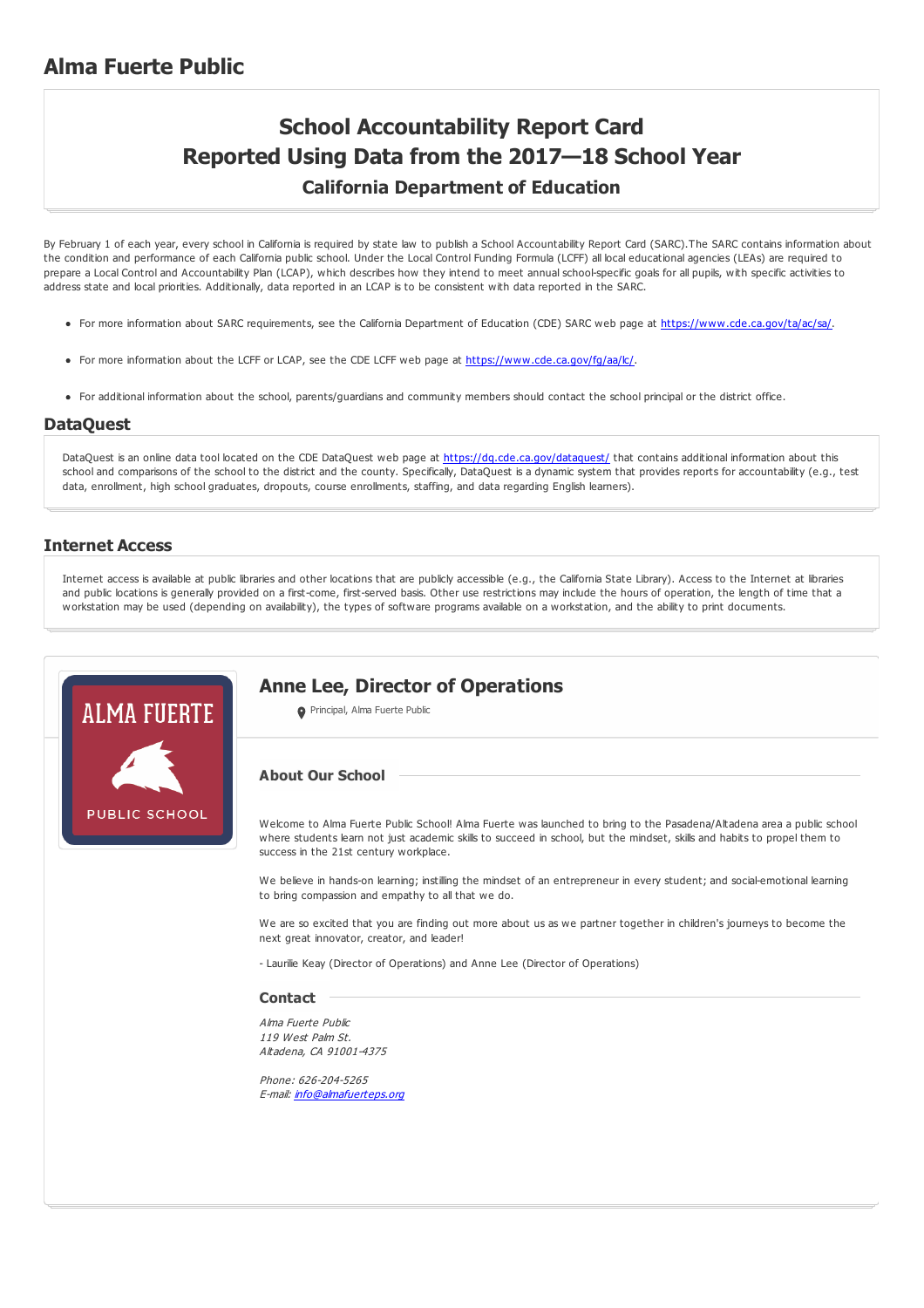# Alma Fuerte Public

## School Accountability Report Card
## Reported Using Data from the 2017—18 School Year
### California Department of Education

By February 1 of each year, every school in California is required by state law to publish a School Accountability Report Card (SARC).The SARC contains information about the condition and performance of each California public school. Under the Local Control Funding Formula (LCFF) all local educational agencies (LEAs) are required to prepare a Local Control and Accountability Plan (LCAP), which describes how they intend to meet annual school-specific goals for all pupils, with specific activities to address state and local priorities. Additionally, data reported in an LCAP is to be consistent with data reported in the SARC.

- For more information about SARC requirements, see the California Department of Education (CDE) SARC web page at https://www.cde.ca.gov/ta/ac/sa/.
- For more information about the LCFF or LCAP, see the CDE LCFF web page at https://www.cde.ca.gov/fg/aa/lc/.
- For additional information about the school, parents/guardians and community members should contact the school principal or the district office.

## DataQuest

DataQuest is an online data tool located on the CDE DataQuest web page at https://dq.cde.ca.gov/dataquest/ that contains additional information about this school and comparisons of the school to the district and the county. Specifically, DataQuest is a dynamic system that provides reports for accountability (e.g., test data, enrollment, high school graduates, dropouts, course enrollments, staffing, and data regarding English learners).

## Internet Access

Internet access is available at public libraries and other locations that are publicly accessible (e.g., the California State Library). Access to the Internet at libraries and public locations is generally provided on a first-come, first-served basis. Other use restrictions may include the hours of operation, the length of time that a workstation may be used (depending on availability), the types of software programs available on a workstation, and the ability to print documents.

ALMA FUERTE

PUBLIC SCHOOL

## Anne Lee, Director of Operations

Principal, Alma Fuerte Public

### About Our School

Welcome to Alma Fuerte Public School! Alma Fuerte was launched to bring to the Pasadena/Altadena area a public school where students learn not just academic skills to succeed in school, but the mindset, skills and habits to propel them to success in the 21st century workplace.

We believe in hands-on learning; instilling the mindset of an entrepreneur in every student; and social-emotional learning to bring compassion and empathy to all that we do.

We are so excited that you are finding out more about us as we partner together in children's journeys to become the next great innovator, creator, and leader!

- Laurilie Keay (Director of Operations) and Anne Lee (Director of Operations)

### Contact

*Alma Fuerte Public*
*119 West Palm St.*
*Altadena, CA 91001-4375*

*Phone: 626-204-5265*
*E-mail: info@almafuerteps.org*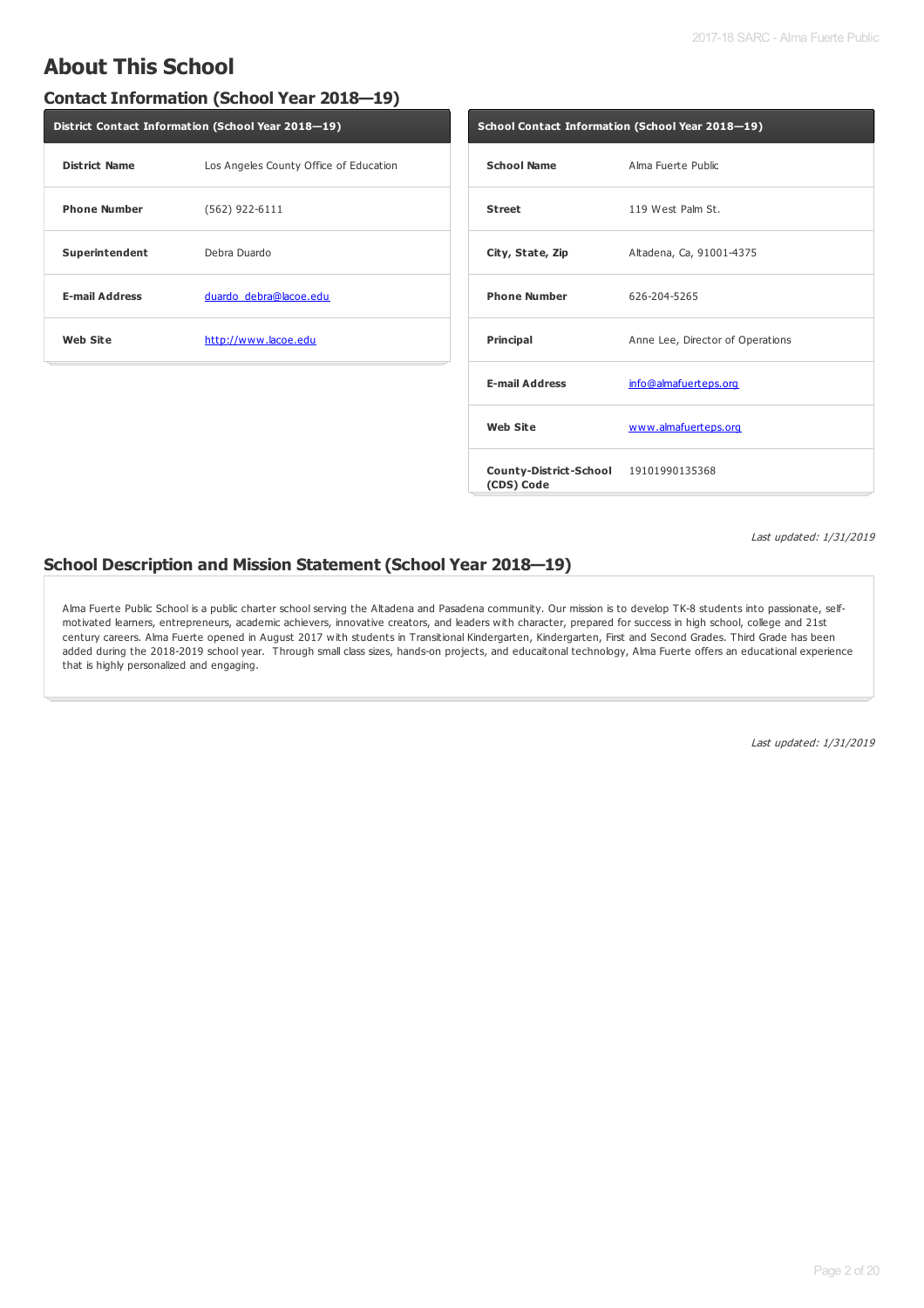# About This School

## Contact Information (School Year 2018—19)

| District Contact Information (School Year 2018—19) | |
|---|---|
| **District Name** | Los Angeles County Office of Education |
| **Phone Number** | (562) 922-6111 |
| **Superintendent** | Debra Duardo |
| **E-mail Address** | duardo_debra@lacoe.edu |
| **Web Site** | http://www.lacoe.edu |

| School Contact Information (School Year 2018—19) | |
|---|---|
| **School Name** | Alma Fuerte Public |
| **Street** | 119 West Palm St. |
| **City, State, Zip** | Altadena, Ca, 91001-4375 |
| **Phone Number** | 626-204-5265 |
| **Principal** | Anne Lee, Director of Operations |
| **E-mail Address** | info@almafuerteps.org |
| **Web Site** | www.almafuerteps.org |
| **County-District-School (CDS) Code** | 19101990135368 |

*Last updated: 1/31/2019*

## School Description and Mission Statement (School Year 2018—19)

Alma Fuerte Public School is a public charter school serving the Altadena and Pasadena community. Our mission is to develop TK-8 students into passionate, self-motivated learners, entrepreneurs, academic achievers, innovative creators, and leaders with character, prepared for success in high school, college and 21st century careers. Alma Fuerte opened in August 2017 with students in Transitional Kindergarten, Kindergarten, First and Second Grades. Third Grade has been added during the 2018-2019 school year. Through small class sizes, hands-on projects, and educaitonal technology, Alma Fuerte offers an educational experience that is highly personalized and engaging.

*Last updated: 1/31/2019*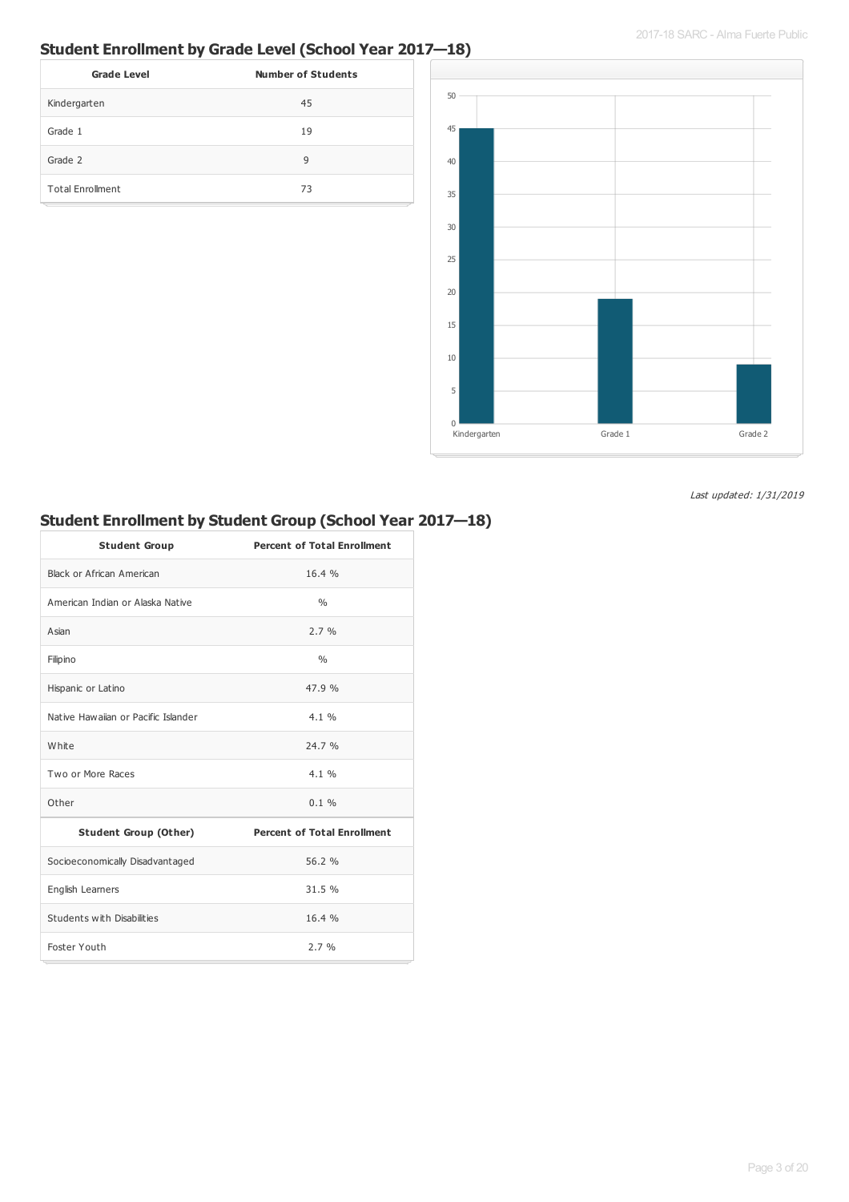## Student Enrollment by Grade Level (School Year 2017—18)

| Grade Level | Number of Students |
| --- | --- |
| Kindergarten | 45 |
| Grade 1 | 19 |
| Grade 2 | 9 |
| Total Enrollment | 73 |

*Last updated: 1/31/2019*

## Student Enrollment by Student Group (School Year 2017—18)

| Student Group | Percent of Total Enrollment |
| --- | --- |
| Black or African American | 16.4 % |
| American Indian or Alaska Native | % |
| Asian | 2.7 % |
| Filipino | % |
| Hispanic or Latino | 47.9 % |
| Native Hawaiian or Pacific Islander | 4.1 % |
| White | 24.7 % |
| Two or More Races | 4.1 % |
| Other | 0.1 % |
| **Student Group (Other)** | **Percent of Total Enrollment** |
| Socioeconomically Disadvantaged | 56.2 % |
| English Learners | 31.5 % |
| Students with Disabilities | 16.4 % |
| Foster Youth | 2.7 % |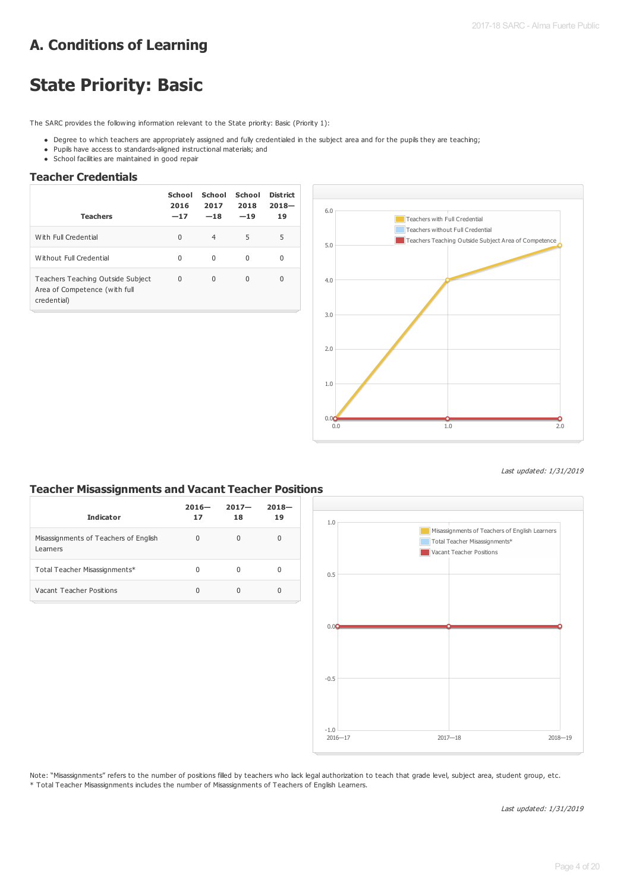# A. Conditions of Learning

# State Priority: Basic

The SARC provides the following information relevant to the State priority: Basic (Priority 1):

- Degree to which teachers are appropriately assigned and fully credentialed in the subject area and for the pupils they are teaching;
- Pupils have access to standards-aligned instructional materials; and
- School facilities are maintained in good repair

## Teacher Credentials

| Teachers | School 2016—17 | School 2017—18 | School 2018—19 | District 2018—19 |
|---|---|---|---|---|
| With Full Credential | 0 | 4 | 5 | 5 |
| Without Full Credential | 0 | 0 | 0 | 0 |
| Teachers Teaching Outside Subject Area of Competence (with full credential) | 0 | 0 | 0 | 0 |

*Last updated: 1/31/2019*

## Teacher Misassignments and Vacant Teacher Positions

| Indicator | 2016—17 | 2017—18 | 2018—19 |
|---|---|---|---|
| Misassignments of Teachers of English Learners | 0 | 0 | 0 |
| Total Teacher Misassignments* | 0 | 0 | 0 |
| Vacant Teacher Positions | 0 | 0 | 0 |

Note: "Misassignments" refers to the number of positions filled by teachers who lack legal authorization to teach that grade level, subject area, student group, etc.
* Total Teacher Misassignments includes the number of Misassignments of Teachers of English Learners.

*Last updated: 1/31/2019*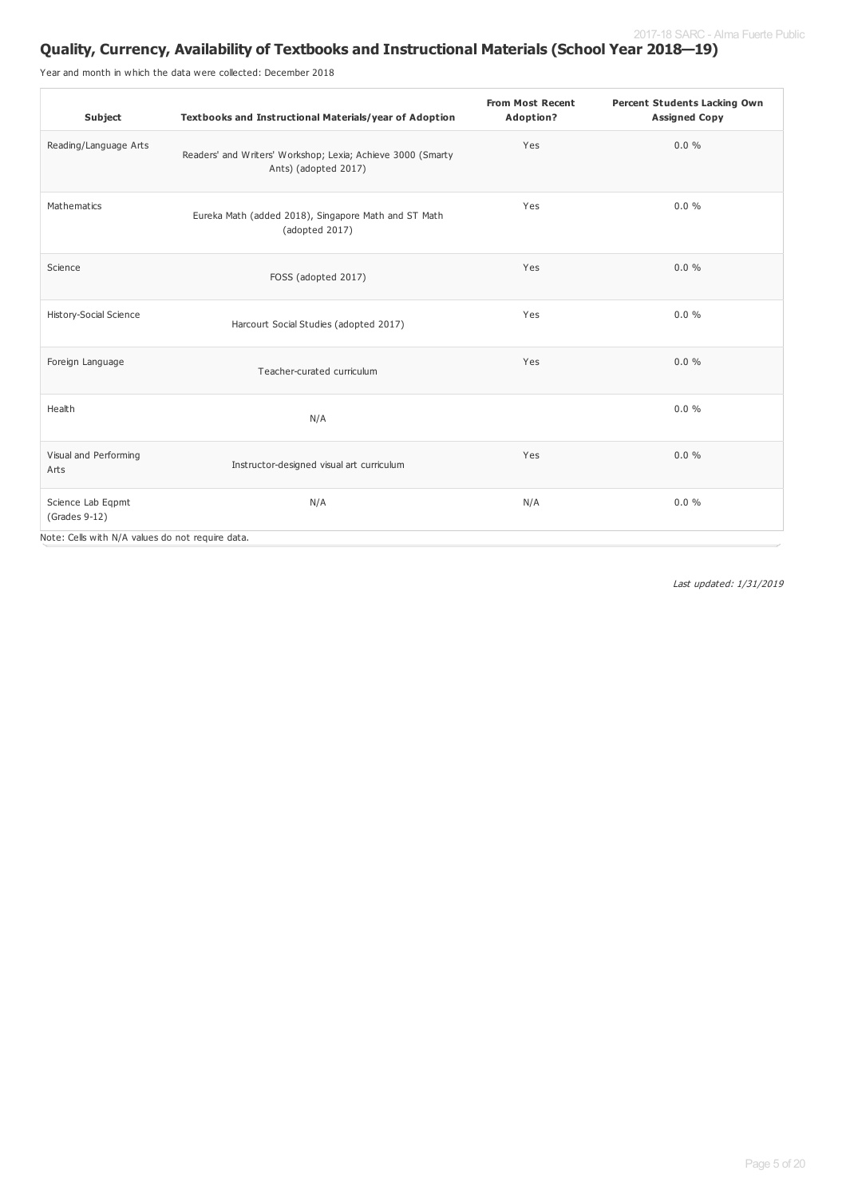## Quality, Currency, Availability of Textbooks and Instructional Materials (School Year 2018—19)

Year and month in which the data were collected: December 2018

| Subject | Textbooks and Instructional Materials/year of Adoption | From Most Recent Adoption? | Percent Students Lacking Own Assigned Copy |
|---|---|---|---|
| Reading/Language Arts | Readers' and Writers' Workshop; Lexia; Achieve 3000 (Smarty Ants) (adopted 2017) | Yes | 0.0 % |
| Mathematics | Eureka Math (added 2018), Singapore Math and ST Math (adopted 2017) | Yes | 0.0 % |
| Science | FOSS (adopted 2017) | Yes | 0.0 % |
| History-Social Science | Harcourt Social Studies (adopted 2017) | Yes | 0.0 % |
| Foreign Language | Teacher-curated curriculum | Yes | 0.0 % |
| Health | N/A | | 0.0 % |
| Visual and Performing Arts | Instructor-designed visual art curriculum | Yes | 0.0 % |
| Science Lab Eqpmt (Grades 9-12) | N/A | N/A | 0.0 % |

Note: Cells with N/A values do not require data.

*Last updated: 1/31/2019*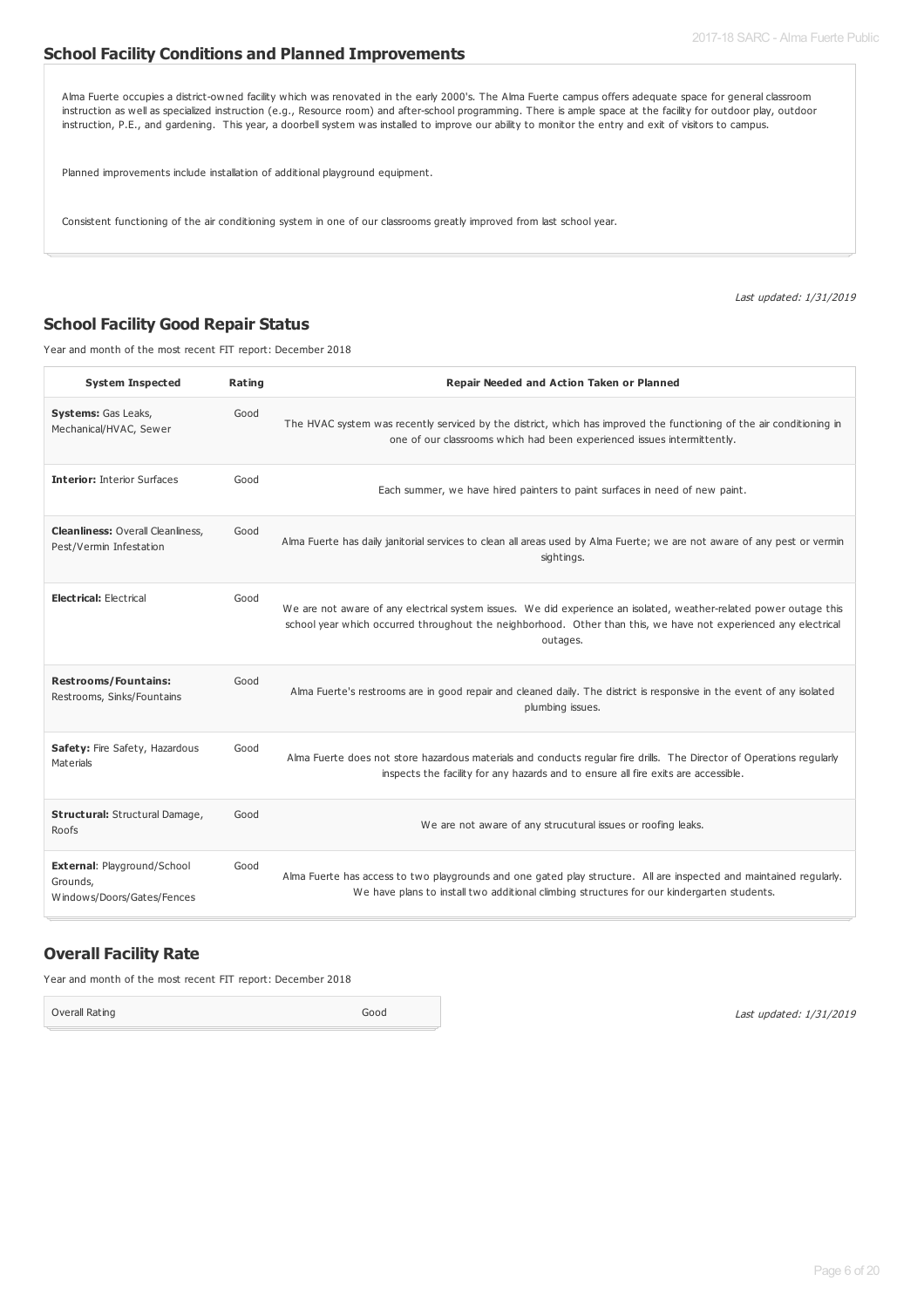## School Facility Conditions and Planned Improvements

Alma Fuerte occupies a district-owned facility which was renovated in the early 2000's. The Alma Fuerte campus offers adequate space for general classroom instruction as well as specialized instruction (e.g., Resource room) and after-school programming. There is ample space at the facility for outdoor play, outdoor instruction, P.E., and gardening. This year, a doorbell system was installed to improve our ability to monitor the entry and exit of visitors to campus.

Planned improvements include installation of additional playground equipment.

Consistent functioning of the air conditioning system in one of our classrooms greatly improved from last school year.

*Last updated: 1/31/2019*

## School Facility Good Repair Status

Year and month of the most recent FIT report: December 2018

| System Inspected | Rating | Repair Needed and Action Taken or Planned |
|---|---|---|
| **Systems:** Gas Leaks, Mechanical/HVAC, Sewer | Good | The HVAC system was recently serviced by the district, which has improved the functioning of the air conditioning in one of our classrooms which had been experienced issues intermittently. |
| **Interior:** Interior Surfaces | Good | Each summer, we have hired painters to paint surfaces in need of new paint. |
| **Cleanliness:** Overall Cleanliness, Pest/Vermin Infestation | Good | Alma Fuerte has daily janitorial services to clean all areas used by Alma Fuerte; we are not aware of any pest or vermin sightings. |
| **Electrical:** Electrical | Good | We are not aware of any electrical system issues. We did experience an isolated, weather-related power outage this school year which occurred throughout the neighborhood. Other than this, we have not experienced any electrical outages. |
| **Restrooms/Fountains:** Restrooms, Sinks/Fountains | Good | Alma Fuerte's restrooms are in good repair and cleaned daily. The district is responsive in the event of any isolated plumbing issues. |
| **Safety:** Fire Safety, Hazardous Materials | Good | Alma Fuerte does not store hazardous materials and conducts regular fire drills. The Director of Operations regularly inspects the facility for any hazards and to ensure all fire exits are accessible. |
| **Structural:** Structural Damage, Roofs | Good | We are not aware of any strucutural issues or roofing leaks. |
| **External**: Playground/School Grounds, Windows/Doors/Gates/Fences | Good | Alma Fuerte has access to two playgrounds and one gated play structure. All are inspected and maintained regularly. We have plans to install two additional climbing structures for our kindergarten students. |

## Overall Facility Rate

Year and month of the most recent FIT report: December 2018

| Overall Rating | Good |
|---|---|

*Last updated: 1/31/2019*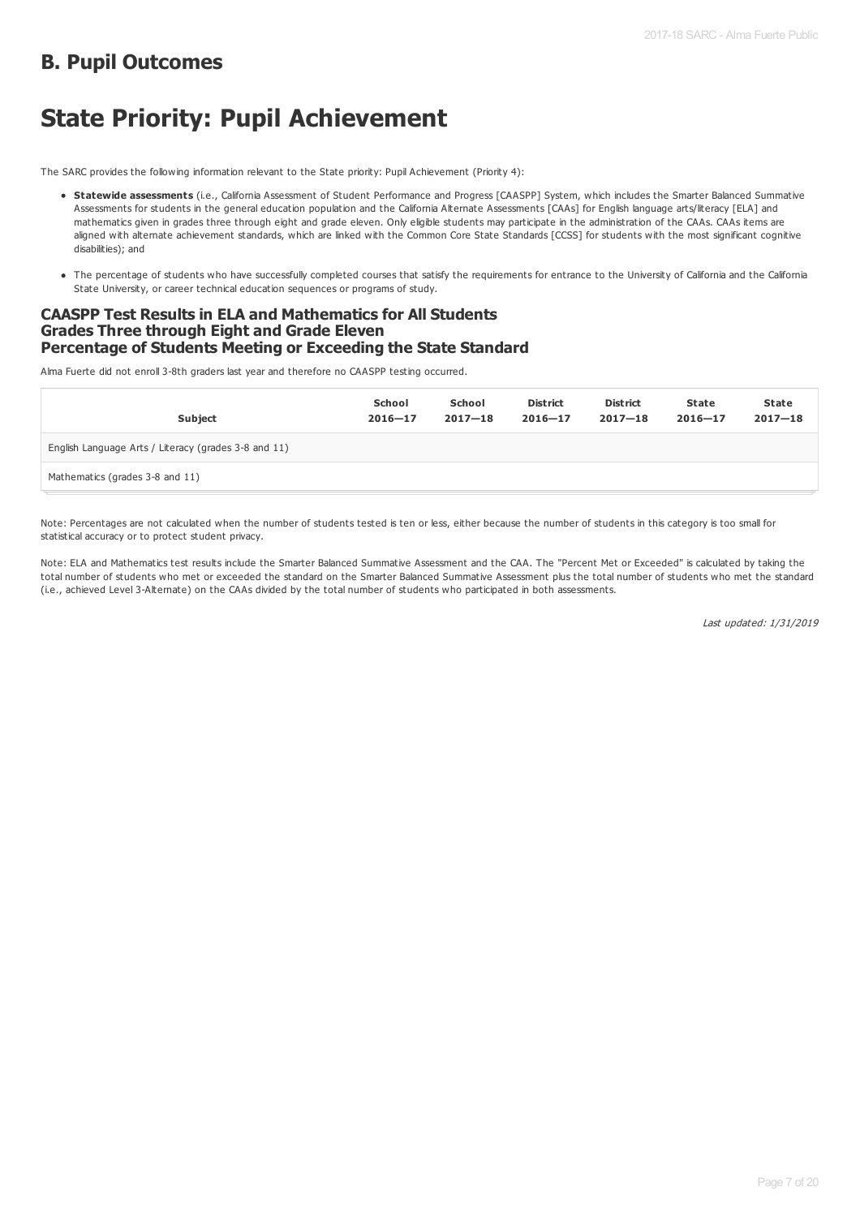## B. Pupil Outcomes

# State Priority: Pupil Achievement

The SARC provides the following information relevant to the State priority: Pupil Achievement (Priority 4):

- **Statewide assessments** (i.e., California Assessment of Student Performance and Progress [CAASPP] System, which includes the Smarter Balanced Summative Assessments for students in the general education population and the California Alternate Assessments [CAAs] for English language arts/literacy [ELA] and mathematics given in grades three through eight and grade eleven. Only eligible students may participate in the administration of the CAAs. CAAs items are aligned with alternate achievement standards, which are linked with the Common Core State Standards [CCSS] for students with the most significant cognitive disabilities); and
- The percentage of students who have successfully completed courses that satisfy the requirements for entrance to the University of California and the California State University, or career technical education sequences or programs of study.

### CAASPP Test Results in ELA and Mathematics for All Students Grades Three through Eight and Grade Eleven Percentage of Students Meeting or Exceeding the State Standard

Alma Fuerte did not enroll 3-8th graders last year and therefore no CAASPP testing occurred.

| Subject | School 2016—17 | School 2017—18 | District 2016—17 | District 2017—18 | State 2016—17 | State 2017—18 |
|---|---|---|---|---|---|---|
| English Language Arts / Literacy (grades 3-8 and 11) | | | | | | |
| Mathematics (grades 3-8 and 11) | | | | | | |

Note: Percentages are not calculated when the number of students tested is ten or less, either because the number of students in this category is too small for statistical accuracy or to protect student privacy.

Note: ELA and Mathematics test results include the Smarter Balanced Summative Assessment and the CAA. The "Percent Met or Exceeded" is calculated by taking the total number of students who met or exceeded the standard on the Smarter Balanced Summative Assessment plus the total number of students who met the standard (i.e., achieved Level 3-Alternate) on the CAAs divided by the total number of students who participated in both assessments.

*Last updated: 1/31/2019*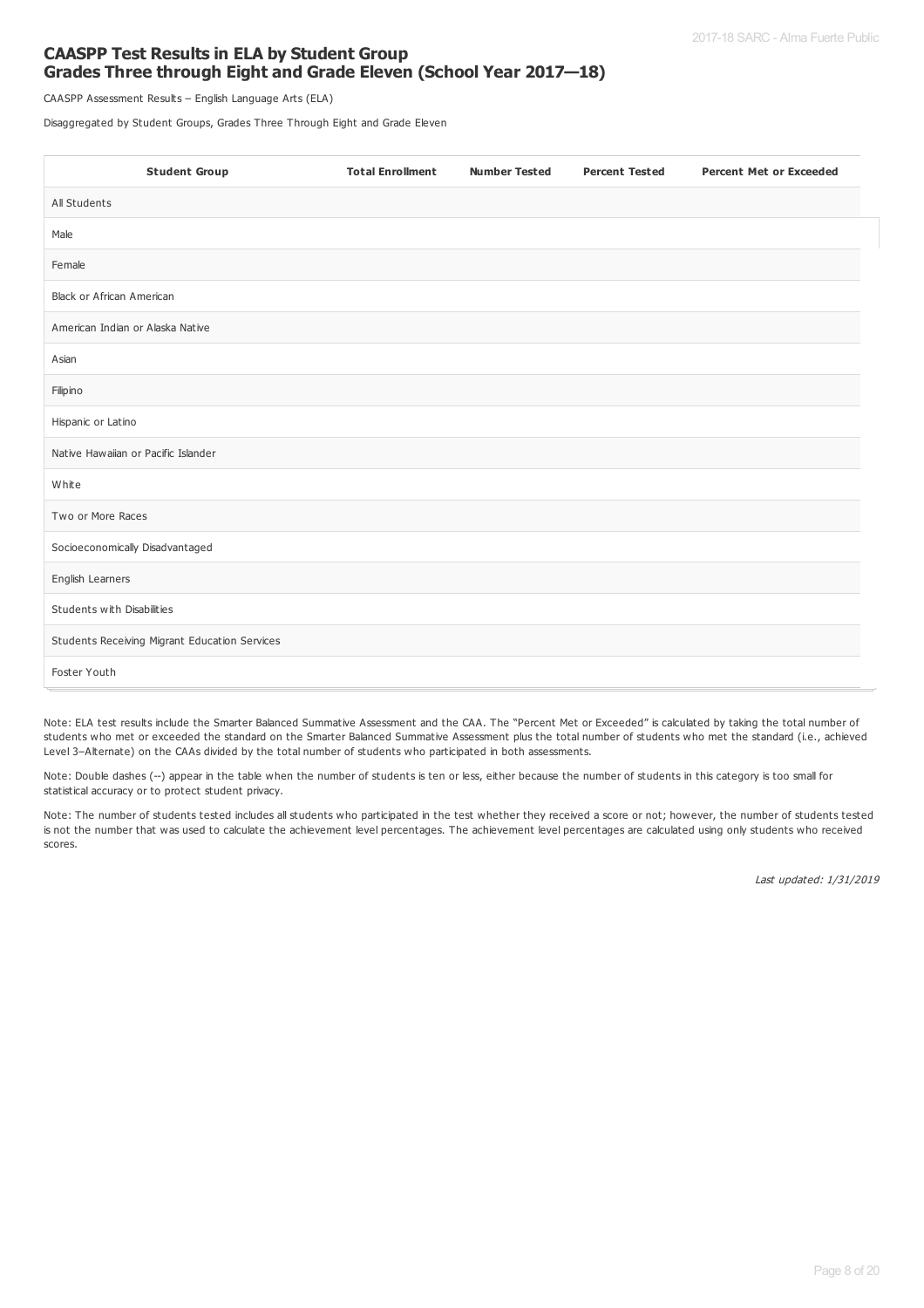## CAASPP Test Results in ELA by Student Group
## Grades Three through Eight and Grade Eleven (School Year 2017—18)

CAASPP Assessment Results – English Language Arts (ELA)

Disaggregated by Student Groups, Grades Three Through Eight and Grade Eleven

| Student Group | Total Enrollment | Number Tested | Percent Tested | Percent Met or Exceeded |
|---|---|---|---|---|
| All Students | | | | |
| Male | | | | |
| Female | | | | |
| Black or African American | | | | |
| American Indian or Alaska Native | | | | |
| Asian | | | | |
| Filipino | | | | |
| Hispanic or Latino | | | | |
| Native Hawaiian or Pacific Islander | | | | |
| White | | | | |
| Two or More Races | | | | |
| Socioeconomically Disadvantaged | | | | |
| English Learners | | | | |
| Students with Disabilities | | | | |
| Students Receiving Migrant Education Services | | | | |
| Foster Youth | | | | |

Note: ELA test results include the Smarter Balanced Summative Assessment and the CAA. The "Percent Met or Exceeded" is calculated by taking the total number of students who met or exceeded the standard on the Smarter Balanced Summative Assessment plus the total number of students who met the standard (i.e., achieved Level 3–Alternate) on the CAAs divided by the total number of students who participated in both assessments.

Note: Double dashes (--) appear in the table when the number of students is ten or less, either because the number of students in this category is too small for statistical accuracy or to protect student privacy.

Note: The number of students tested includes all students who participated in the test whether they received a score or not; however, the number of students tested is not the number that was used to calculate the achievement level percentages. The achievement level percentages are calculated using only students who received scores.

*Last updated: 1/31/2019*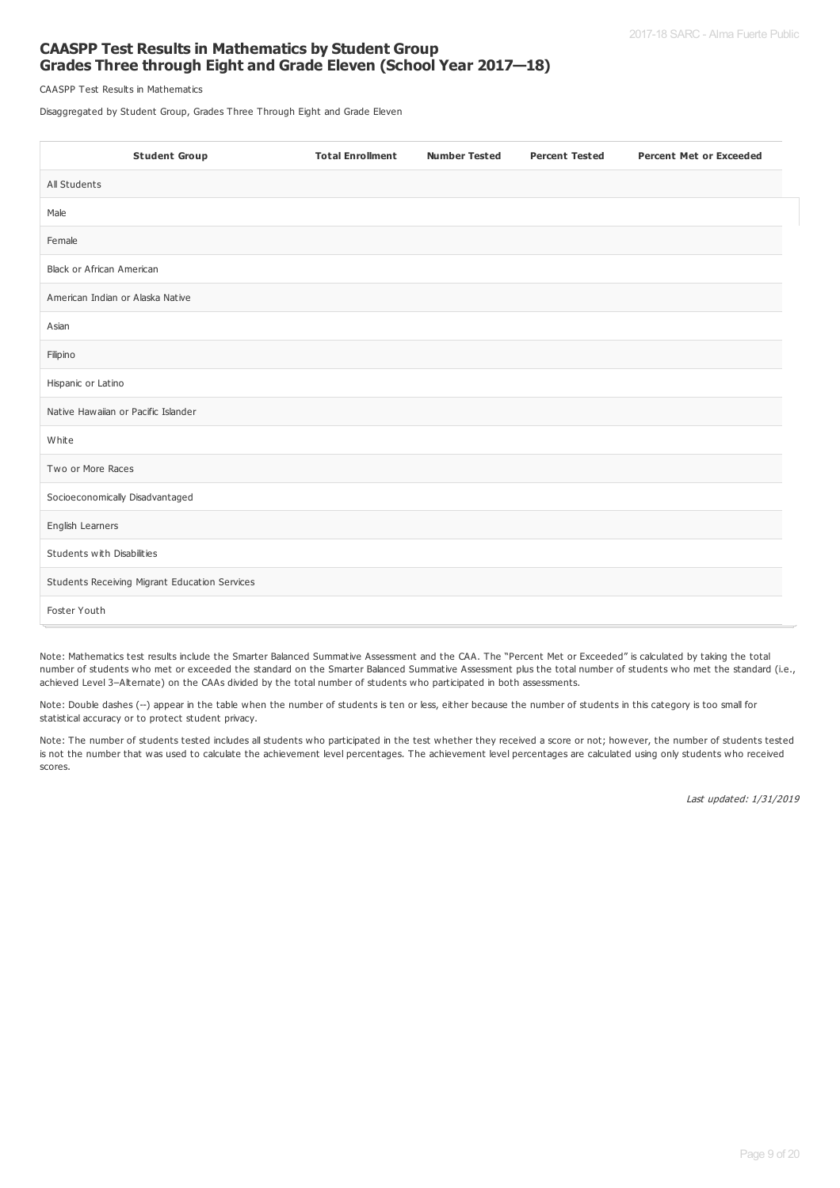## CAASPP Test Results in Mathematics by Student Group Grades Three through Eight and Grade Eleven (School Year 2017—18)

CAASPP Test Results in Mathematics

Disaggregated by Student Group, Grades Three Through Eight and Grade Eleven

| Student Group | Total Enrollment | Number Tested | Percent Tested | Percent Met or Exceeded |
|---|---|---|---|---|
| All Students | | | | |
| Male | | | | |
| Female | | | | |
| Black or African American | | | | |
| American Indian or Alaska Native | | | | |
| Asian | | | | |
| Filipino | | | | |
| Hispanic or Latino | | | | |
| Native Hawaiian or Pacific Islander | | | | |
| White | | | | |
| Two or More Races | | | | |
| Socioeconomically Disadvantaged | | | | |
| English Learners | | | | |
| Students with Disabilities | | | | |
| Students Receiving Migrant Education Services | | | | |
| Foster Youth | | | | |

Note: Mathematics test results include the Smarter Balanced Summative Assessment and the CAA. The "Percent Met or Exceeded" is calculated by taking the total number of students who met or exceeded the standard on the Smarter Balanced Summative Assessment plus the total number of students who met the standard (i.e., achieved Level 3–Alternate) on the CAAs divided by the total number of students who participated in both assessments.

Note: Double dashes (--) appear in the table when the number of students is ten or less, either because the number of students in this category is too small for statistical accuracy or to protect student privacy.

Note: The number of students tested includes all students who participated in the test whether they received a score or not; however, the number of students tested is not the number that was used to calculate the achievement level percentages. The achievement level percentages are calculated using only students who received scores.

*Last updated: 1/31/2019*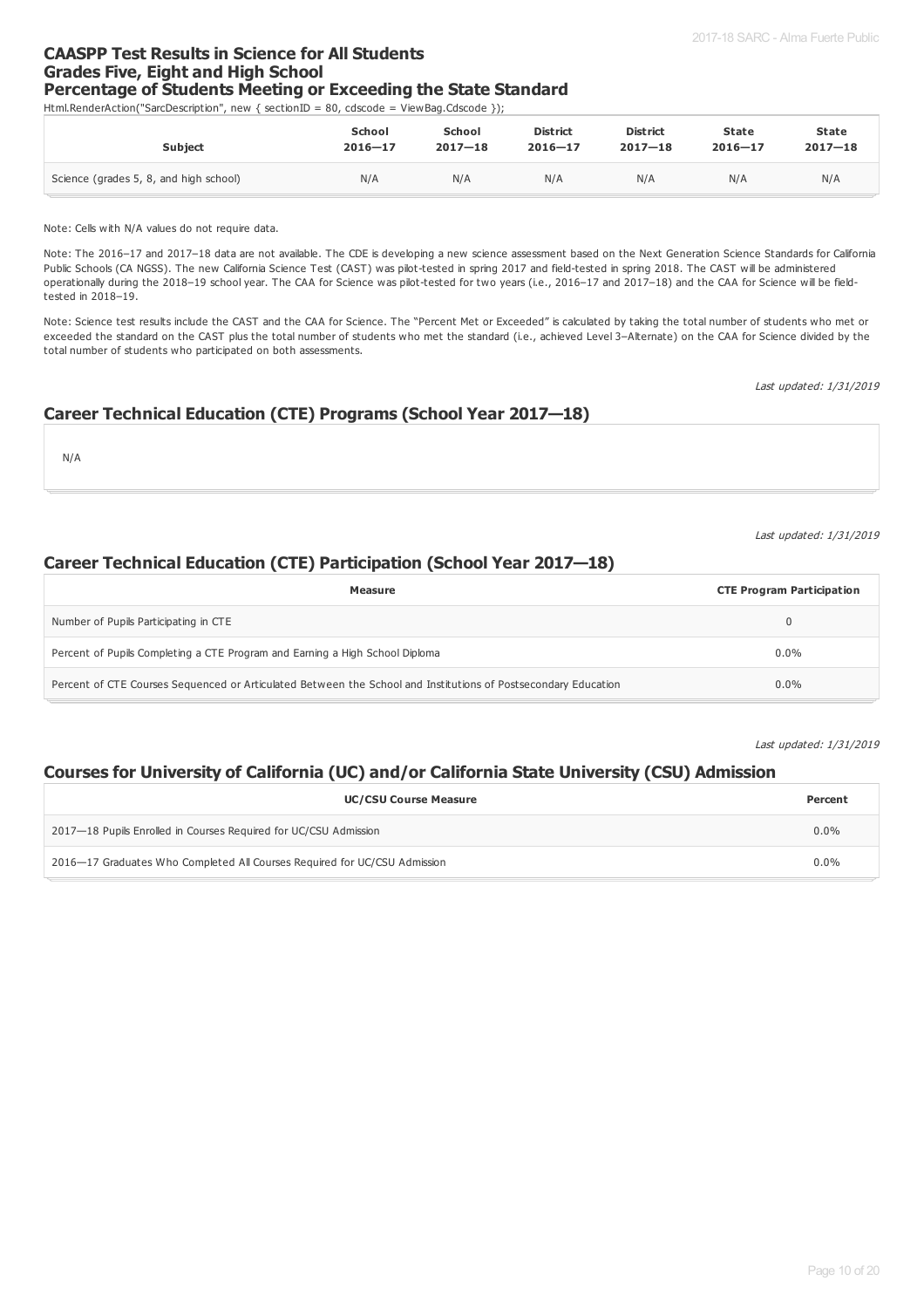## CAASPP Test Results in Science for All Students
## Grades Five, Eight and High School
## Percentage of Students Meeting or Exceeding the State Standard

Html.RenderAction("SarcDescription", new { sectionID = 80, cdscode = ViewBag.Cdscode });

| Subject | School 2016—17 | School 2017—18 | District 2016—17 | District 2017—18 | State 2016—17 | State 2017—18 |
|---|---|---|---|---|---|---|
| Science (grades 5, 8, and high school) | N/A | N/A | N/A | N/A | N/A | N/A |

Note: Cells with N/A values do not require data.

Note: The 2016–17 and 2017–18 data are not available. The CDE is developing a new science assessment based on the Next Generation Science Standards for California Public Schools (CA NGSS). The new California Science Test (CAST) was pilot-tested in spring 2017 and field-tested in spring 2018. The CAST will be administered operationally during the 2018–19 school year. The CAA for Science was pilot-tested for two years (i.e., 2016–17 and 2017–18) and the CAA for Science will be field-tested in 2018–19.

Note: Science test results include the CAST and the CAA for Science. The "Percent Met or Exceeded" is calculated by taking the total number of students who met or exceeded the standard on the CAST plus the total number of students who met the standard (i.e., achieved Level 3–Alternate) on the CAA for Science divided by the total number of students who participated on both assessments.

*Last updated: 1/31/2019*

## Career Technical Education (CTE) Programs (School Year 2017—18)

N/A

*Last updated: 1/31/2019*

## Career Technical Education (CTE) Participation (School Year 2017—18)

| Measure | CTE Program Participation |
|---|---|
| Number of Pupils Participating in CTE | 0 |
| Percent of Pupils Completing a CTE Program and Earning a High School Diploma | 0.0% |
| Percent of CTE Courses Sequenced or Articulated Between the School and Institutions of Postsecondary Education | 0.0% |

*Last updated: 1/31/2019*

## Courses for University of California (UC) and/or California State University (CSU) Admission

| UC/CSU Course Measure | Percent |
|---|---|
| 2017—18 Pupils Enrolled in Courses Required for UC/CSU Admission | 0.0% |
| 2016—17 Graduates Who Completed All Courses Required for UC/CSU Admission | 0.0% |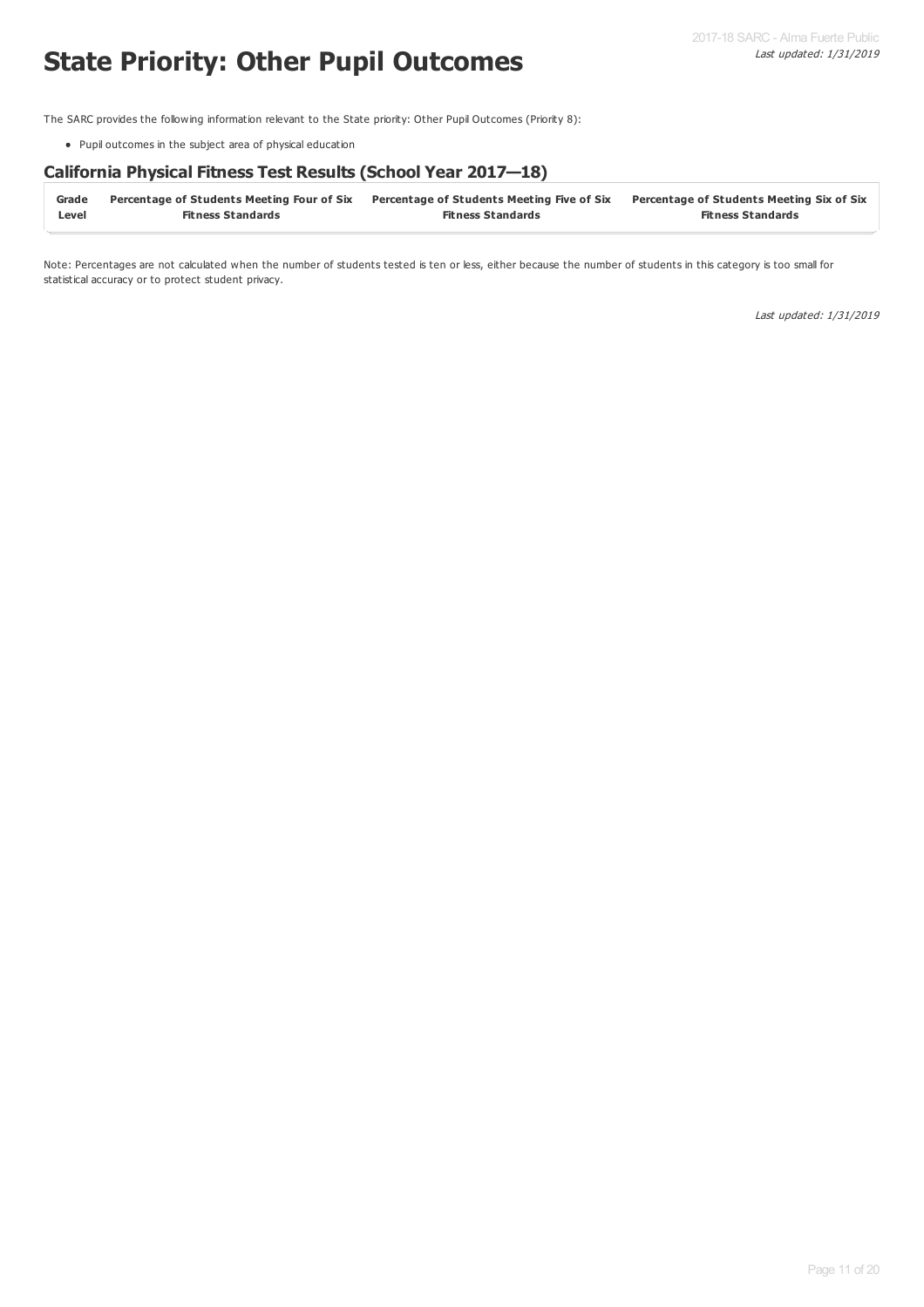# State Priority: Other Pupil Outcomes

The SARC provides the following information relevant to the State priority: Other Pupil Outcomes (Priority 8):

- Pupil outcomes in the subject area of physical education

## California Physical Fitness Test Results (School Year 2017—18)

| Grade Level | Percentage of Students Meeting Four of Six Fitness Standards | Percentage of Students Meeting Five of Six Fitness Standards | Percentage of Students Meeting Six of Six Fitness Standards |
|---|---|---|---|

Note: Percentages are not calculated when the number of students tested is ten or less, either because the number of students in this category is too small for statistical accuracy or to protect student privacy.

*Last updated: 1/31/2019*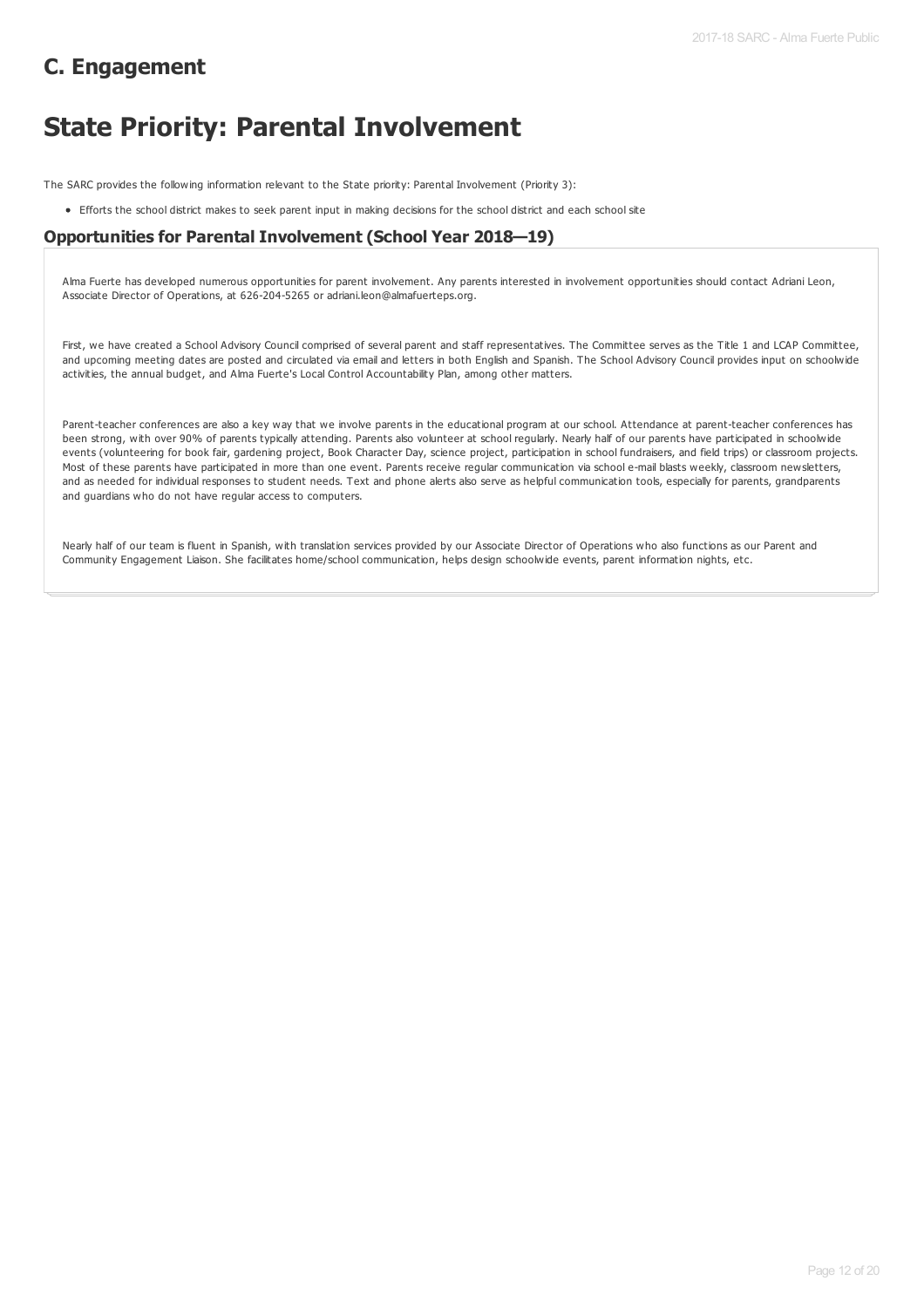## C. Engagement

# State Priority: Parental Involvement

The SARC provides the following information relevant to the State priority: Parental Involvement (Priority 3):

- Efforts the school district makes to seek parent input in making decisions for the school district and each school site

### Opportunities for Parental Involvement (School Year 2018—19)

Alma Fuerte has developed numerous opportunities for parent involvement. Any parents interested in involvement opportunities should contact Adriani Leon, Associate Director of Operations, at 626-204-5265 or adriani.leon@almafuerteps.org.

First, we have created a School Advisory Council comprised of several parent and staff representatives. The Committee serves as the Title 1 and LCAP Committee, and upcoming meeting dates are posted and circulated via email and letters in both English and Spanish. The School Advisory Council provides input on schoolwide activities, the annual budget, and Alma Fuerte's Local Control Accountability Plan, among other matters.

Parent-teacher conferences are also a key way that we involve parents in the educational program at our school. Attendance at parent-teacher conferences has been strong, with over 90% of parents typically attending. Parents also volunteer at school regularly. Nearly half of our parents have participated in schoolwide events (volunteering for book fair, gardening project, Book Character Day, science project, participation in school fundraisers, and field trips) or classroom projects. Most of these parents have participated in more than one event. Parents receive regular communication via school e-mail blasts weekly, classroom newsletters, and as needed for individual responses to student needs. Text and phone alerts also serve as helpful communication tools, especially for parents, grandparents and guardians who do not have regular access to computers.

Nearly half of our team is fluent in Spanish, with translation services provided by our Associate Director of Operations who also functions as our Parent and Community Engagement Liaison. She facilitates home/school communication, helps design schoolwide events, parent information nights, etc.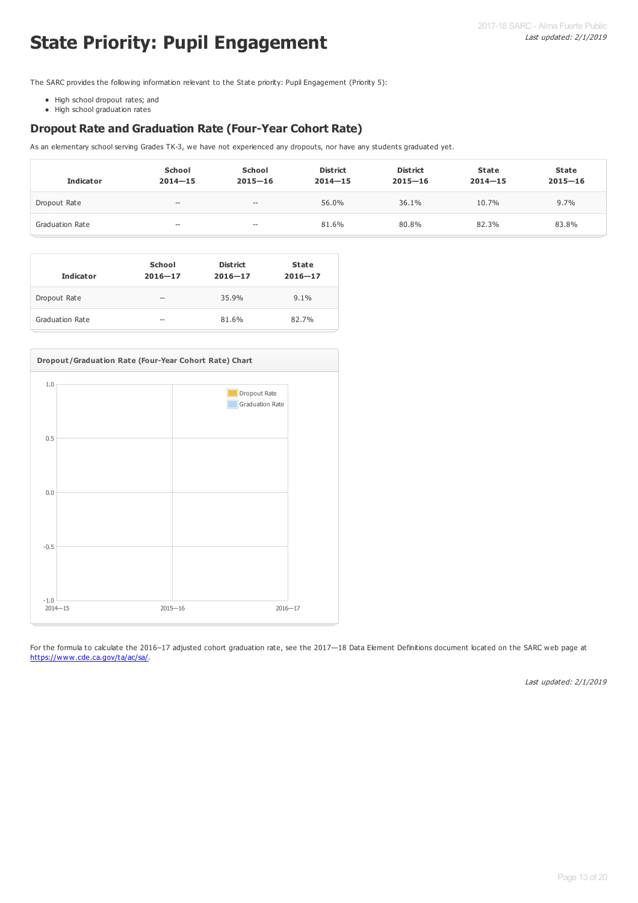# State Priority: Pupil Engagement

The SARC provides the following information relevant to the State priority: Pupil Engagement (Priority 5):

- High school dropout rates; and
- High school graduation rates

## Dropout Rate and Graduation Rate (Four-Year Cohort Rate)

As an elementary school serving Grades TK-3, we have not experienced any dropouts, nor have any students graduated yet.

| Indicator | School 2014—15 | School 2015—16 | District 2014—15 | District 2015—16 | State 2014—15 | State 2015—16 |
|---|---|---|---|---|---|---|
| Dropout Rate | -- | -- | 56.0% | 36.1% | 10.7% | 9.7% |
| Graduation Rate | -- | -- | 81.6% | 80.8% | 82.3% | 83.8% |

| Indicator | School 2016—17 | District 2016—17 | State 2016—17 |
|---|---|---|---|
| Dropout Rate | -- | 35.9% | 9.1% |
| Graduation Rate | -- | 81.6% | 82.7% |

**Dropout/Graduation Rate (Four-Year Cohort Rate) Chart**

For the formula to calculate the 2016–17 adjusted cohort graduation rate, see the 2017—18 Data Element Definitions document located on the SARC web page at https://www.cde.ca.gov/ta/ac/sa/.

*Last updated: 2/1/2019*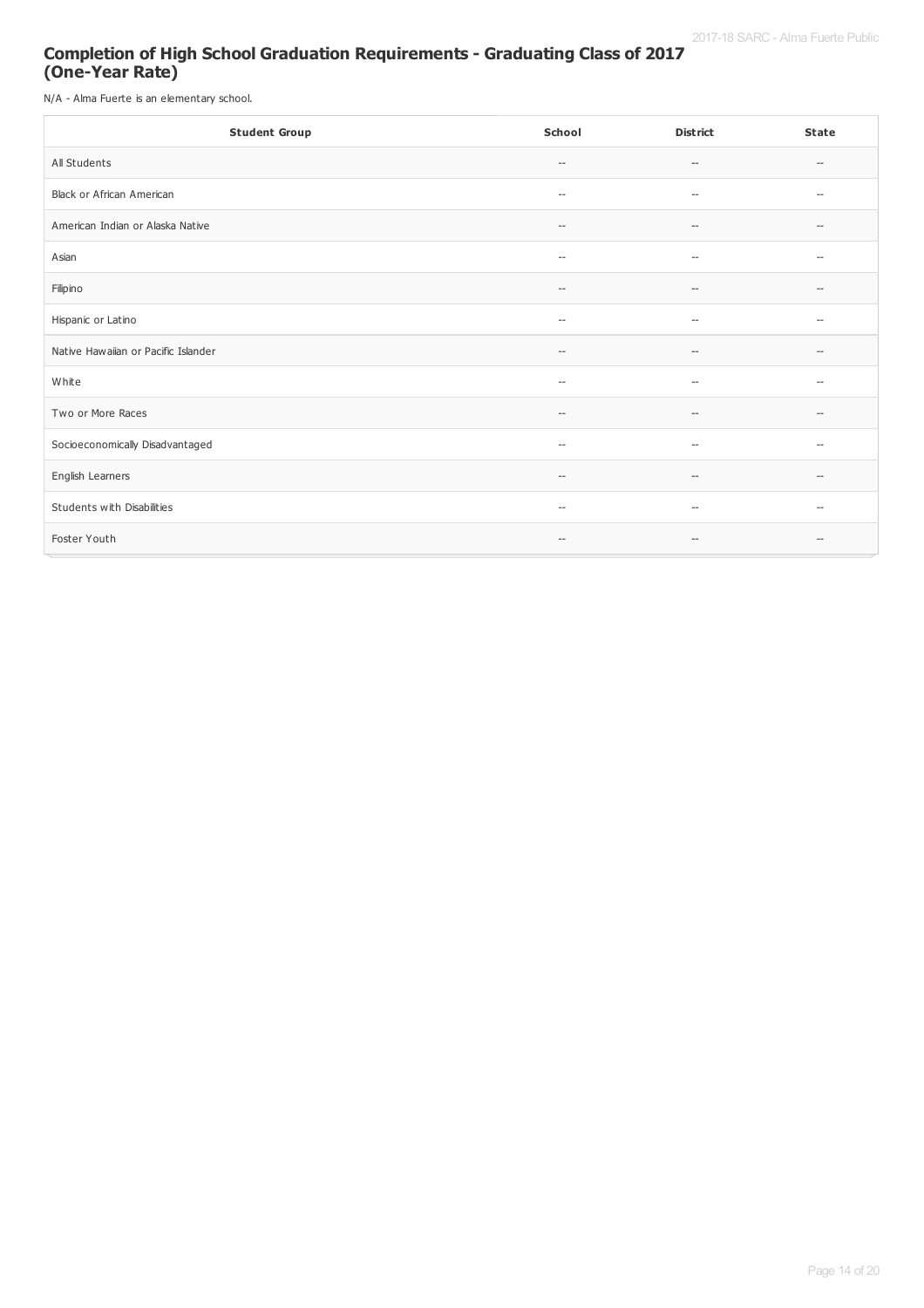## Completion of High School Graduation Requirements - Graduating Class of 2017 (One-Year Rate)

N/A - Alma Fuerte is an elementary school.

| Student Group | School | District | State |
| --- | --- | --- | --- |
| All Students | -- | -- | -- |
| Black or African American | -- | -- | -- |
| American Indian or Alaska Native | -- | -- | -- |
| Asian | -- | -- | -- |
| Filipino | -- | -- | -- |
| Hispanic or Latino | -- | -- | -- |
| Native Hawaiian or Pacific Islander | -- | -- | -- |
| White | -- | -- | -- |
| Two or More Races | -- | -- | -- |
| Socioeconomically Disadvantaged | -- | -- | -- |
| English Learners | -- | -- | -- |
| Students with Disabilities | -- | -- | -- |
| Foster Youth | -- | -- | -- |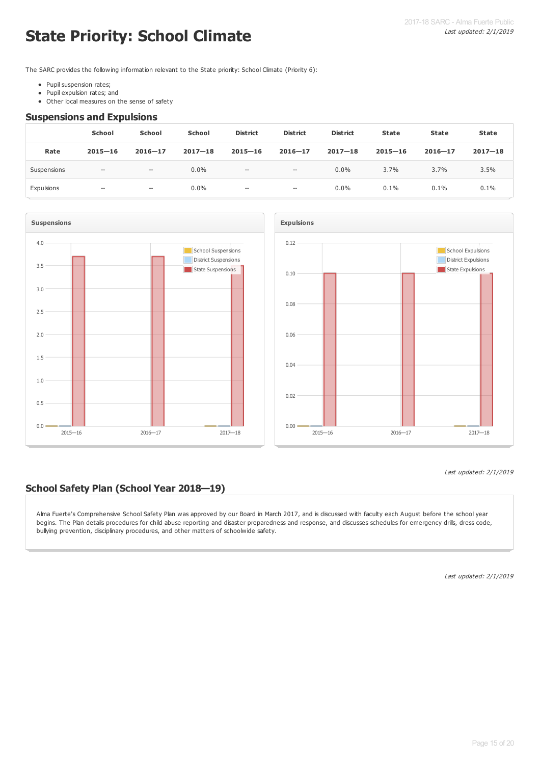# State Priority: School Climate

*Last updated: 2/1/2019*

The SARC provides the following information relevant to the State priority: School Climate (Priority 6):

- Pupil suspension rates;
- Pupil expulsion rates; and
- Other local measures on the sense of safety

## Suspensions and Expulsions

| | School | School | School | District | District | District | State | State | State |
|---|---|---|---|---|---|---|---|---|---|
| Rate | 2015—16 | 2016—17 | 2017—18 | 2015—16 | 2016—17 | 2017—18 | 2015—16 | 2016—17 | 2017—18 |
| Suspensions | -- | -- | 0.0% | -- | -- | 0.0% | 3.7% | 3.7% | 3.5% |
| Expulsions | -- | -- | 0.0% | -- | -- | 0.0% | 0.1% | 0.1% | 0.1% |

*Last updated: 2/1/2019*

## School Safety Plan (School Year 2018—19)

Alma Fuerte's Comprehensive School Safety Plan was approved by our Board in March 2017, and is discussed with faculty each August before the school year begins. The Plan details procedures for child abuse reporting and disaster preparedness and response, and discusses schedules for emergency drills, dress code, bullying prevention, disciplinary procedures, and other matters of schoolwide safety.

*Last updated: 2/1/2019*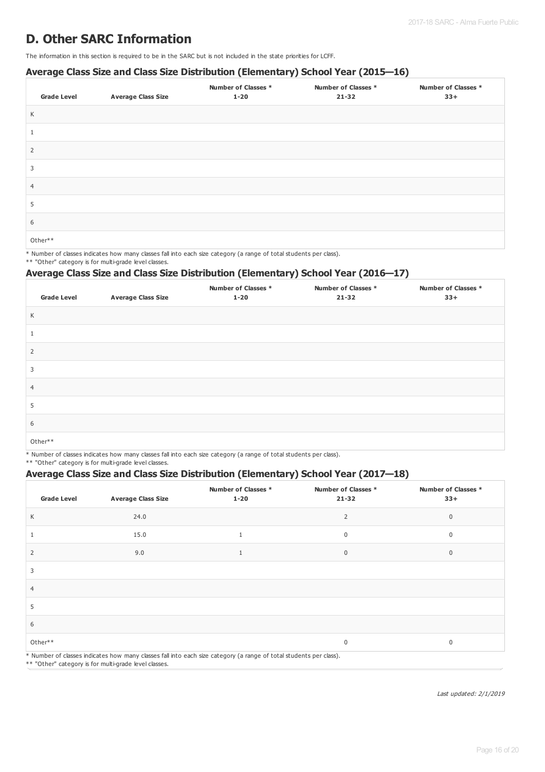# D. Other SARC Information

The information in this section is required to be in the SARC but is not included in the state priorities for LCFF.

### Average Class Size and Class Size Distribution (Elementary) School Year (2015—16)

| Grade Level | Average Class Size | Number of Classes * 1-20 | Number of Classes * 21-32 | Number of Classes * 33+ |
|---|---|---|---|---|
| K | | | | |
| 1 | | | | |
| 2 | | | | |
| 3 | | | | |
| 4 | | | | |
| 5 | | | | |
| 6 | | | | |
| Other** | | | | |

* Number of classes indicates how many classes fall into each size category (a range of total students per class).
** "Other" category is for multi-grade level classes.

### Average Class Size and Class Size Distribution (Elementary) School Year (2016—17)

| Grade Level | Average Class Size | Number of Classes * 1-20 | Number of Classes * 21-32 | Number of Classes * 33+ |
|---|---|---|---|---|
| K | | | | |
| 1 | | | | |
| 2 | | | | |
| 3 | | | | |
| 4 | | | | |
| 5 | | | | |
| 6 | | | | |
| Other** | | | | |

* Number of classes indicates how many classes fall into each size category (a range of total students per class).
** "Other" category is for multi-grade level classes.

### Average Class Size and Class Size Distribution (Elementary) School Year (2017—18)

| Grade Level | Average Class Size | Number of Classes * 1-20 | Number of Classes * 21-32 | Number of Classes * 33+ |
|---|---|---|---|---|
| K | 24.0 | | 2 | 0 |
| 1 | 15.0 | 1 | 0 | 0 |
| 2 | 9.0 | 1 | 0 | 0 |
| 3 | | | | |
| 4 | | | | |
| 5 | | | | |
| 6 | | | | |
| Other** | | | 0 | 0 |

* Number of classes indicates how many classes fall into each size category (a range of total students per class).
** "Other" category is for multi-grade level classes.

*Last updated: 2/1/2019*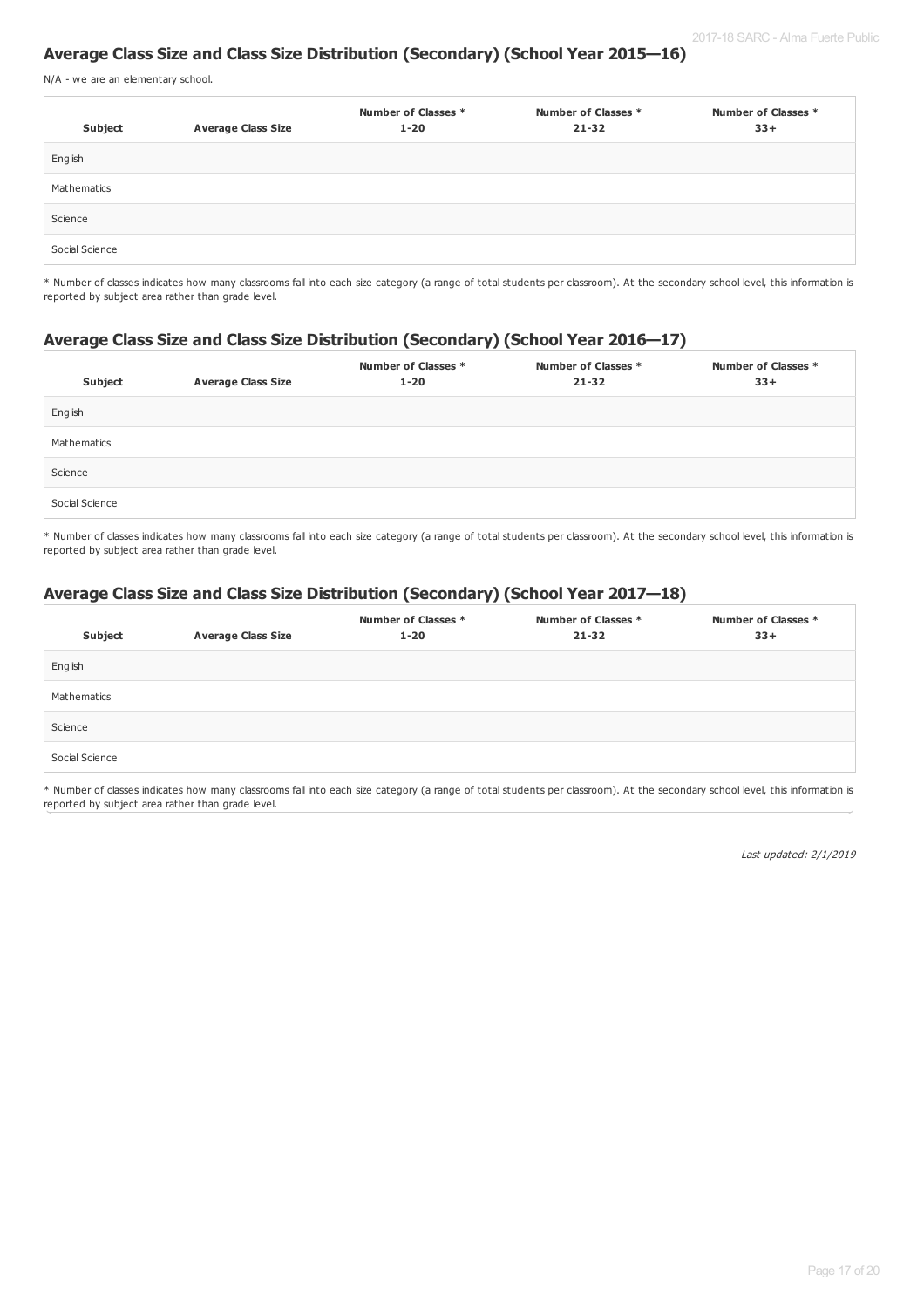## Average Class Size and Class Size Distribution (Secondary) (School Year 2015—16)

N/A - we are an elementary school.

| Subject | Average Class Size | Number of Classes * 1-20 | Number of Classes * 21-32 | Number of Classes * 33+ |
| --- | --- | --- | --- | --- |
| English | | | | |
| Mathematics | | | | |
| Science | | | | |
| Social Science | | | | |

* Number of classes indicates how many classrooms fall into each size category (a range of total students per classroom). At the secondary school level, this information is reported by subject area rather than grade level.

## Average Class Size and Class Size Distribution (Secondary) (School Year 2016—17)

| Subject | Average Class Size | Number of Classes * 1-20 | Number of Classes * 21-32 | Number of Classes * 33+ |
| --- | --- | --- | --- | --- |
| English | | | | |
| Mathematics | | | | |
| Science | | | | |
| Social Science | | | | |

* Number of classes indicates how many classrooms fall into each size category (a range of total students per classroom). At the secondary school level, this information is reported by subject area rather than grade level.

## Average Class Size and Class Size Distribution (Secondary) (School Year 2017—18)

| Subject | Average Class Size | Number of Classes * 1-20 | Number of Classes * 21-32 | Number of Classes * 33+ |
| --- | --- | --- | --- | --- |
| English | | | | |
| Mathematics | | | | |
| Science | | | | |
| Social Science | | | | |

* Number of classes indicates how many classrooms fall into each size category (a range of total students per classroom). At the secondary school level, this information is reported by subject area rather than grade level.

*Last updated: 2/1/2019*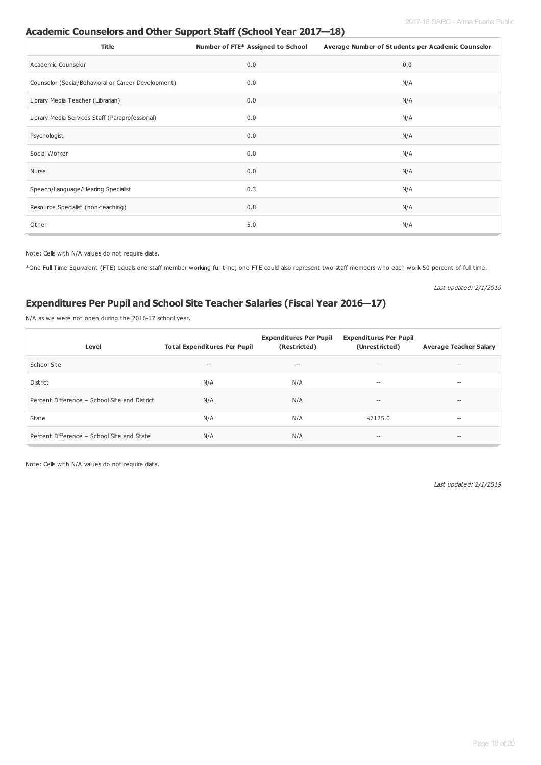## Academic Counselors and Other Support Staff (School Year 2017—18)

| Title | Number of FTE* Assigned to School | Average Number of Students per Academic Counselor |
|---|---|---|
| Academic Counselor | 0.0 | 0.0 |
| Counselor (Social/Behavioral or Career Development) | 0.0 | N/A |
| Library Media Teacher (Librarian) | 0.0 | N/A |
| Library Media Services Staff (Paraprofessional) | 0.0 | N/A |
| Psychologist | 0.0 | N/A |
| Social Worker | 0.0 | N/A |
| Nurse | 0.0 | N/A |
| Speech/Language/Hearing Specialist | 0.3 | N/A |
| Resource Specialist (non-teaching) | 0.8 | N/A |
| Other | 5.0 | N/A |

Note: Cells with N/A values do not require data.

*One Full Time Equivalent (FTE) equals one staff member working full time; one FTE could also represent two staff members who each work 50 percent of full time.

*Last updated: 2/1/2019*

## Expenditures Per Pupil and School Site Teacher Salaries (Fiscal Year 2016—17)

N/A as we were not open during the 2016-17 school year.

| Level | Total Expenditures Per Pupil | Expenditures Per Pupil (Restricted) | Expenditures Per Pupil (Unrestricted) | Average Teacher Salary |
|---|---|---|---|---|
| School Site | -- | -- | -- | -- |
| District | N/A | N/A | -- | -- |
| Percent Difference – School Site and District | N/A | N/A | -- | -- |
| State | N/A | N/A | $7125.0 | -- |
| Percent Difference – School Site and State | N/A | N/A | -- | -- |

Note: Cells with N/A values do not require data.

*Last updated: 2/1/2019*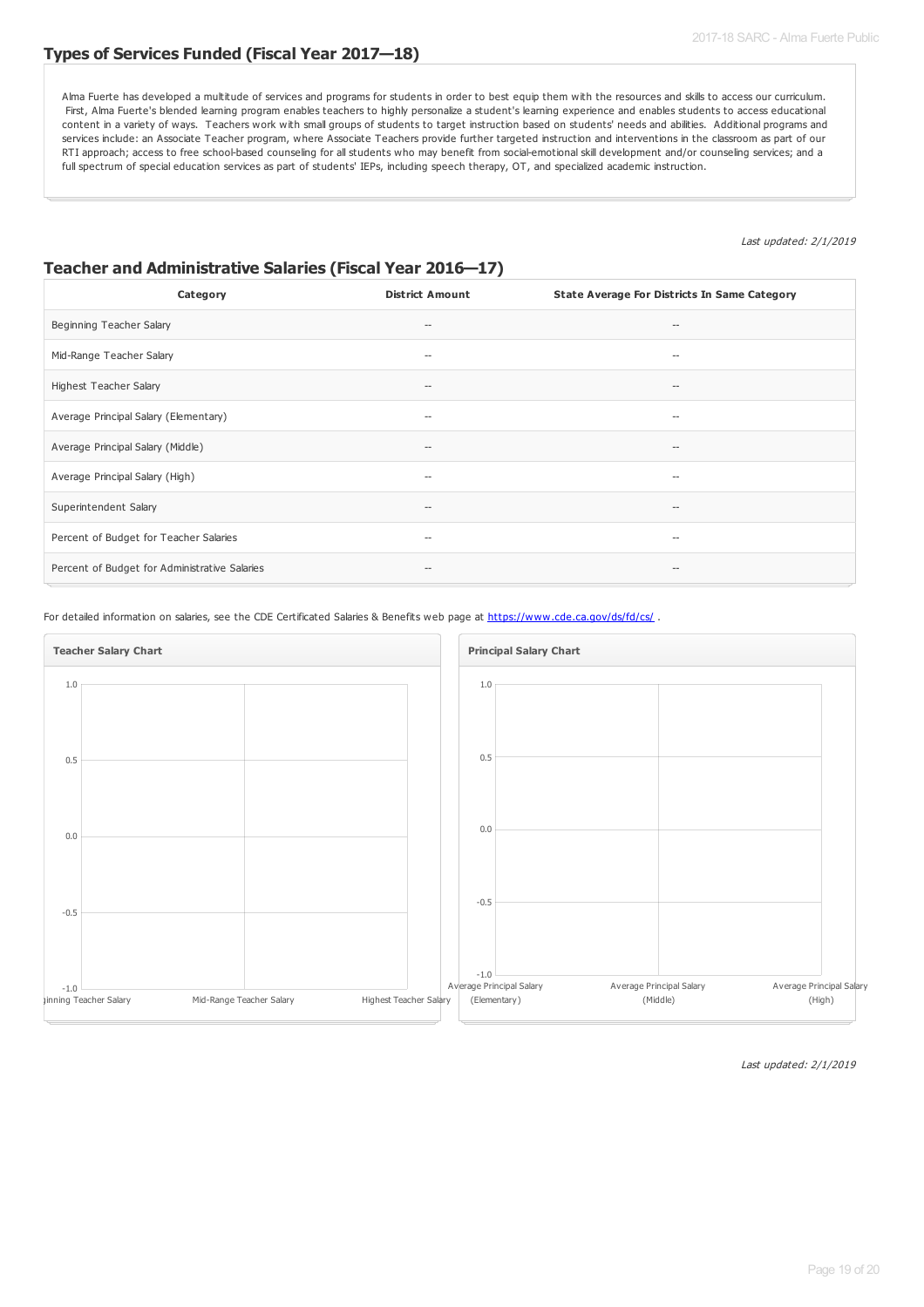## Types of Services Funded (Fiscal Year 2017—18)

Alma Fuerte has developed a multitude of services and programs for students in order to best equip them with the resources and skills to access our curriculum. First, Alma Fuerte's blended learning program enables teachers to highly personalize a student's learning experience and enables students to access educational content in a variety of ways. Teachers work with small groups of students to target instruction based on students' needs and abilities. Additional programs and services include: an Associate Teacher program, where Associate Teachers provide further targeted instruction and interventions in the classroom as part of our RTI approach; access to free school-based counseling for all students who may benefit from social-emotional skill development and/or counseling services; and a full spectrum of special education services as part of students' IEPs, including speech therapy, OT, and specialized academic instruction.

*Last updated: 2/1/2019*

## Teacher and Administrative Salaries (Fiscal Year 2016—17)

| Category | District Amount | State Average For Districts In Same Category |
|---|---|---|
| Beginning Teacher Salary | -- | -- |
| Mid-Range Teacher Salary | -- | -- |
| Highest Teacher Salary | -- | -- |
| Average Principal Salary (Elementary) | -- | -- |
| Average Principal Salary (Middle) | -- | -- |
| Average Principal Salary (High) | -- | -- |
| Superintendent Salary | -- | -- |
| Percent of Budget for Teacher Salaries | -- | -- |
| Percent of Budget for Administrative Salaries | -- | -- |

For detailed information on salaries, see the CDE Certificated Salaries & Benefits web page at https://www.cde.ca.gov/ds/fd/cs/ .

**Teacher Salary Chart**

1.0
0.5
0.0
-0.5
-1.0

Beginning Teacher Salary | Mid-Range Teacher Salary | Highest Teacher Salary

**Principal Salary Chart**

1.0
0.5
0.0
-0.5
-1.0

Average Principal Salary (Elementary) | Average Principal Salary (Middle) | Average Principal Salary (High)

*Last updated: 2/1/2019*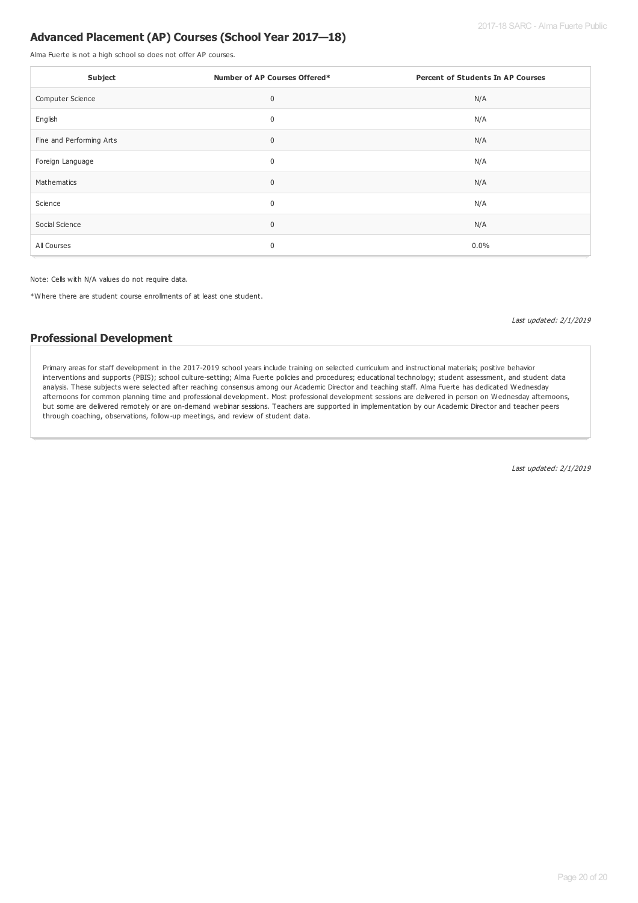## Advanced Placement (AP) Courses (School Year 2017—18)

Alma Fuerte is not a high school so does not offer AP courses.

| Subject | Number of AP Courses Offered* | Percent of Students In AP Courses |
| --- | --- | --- |
| Computer Science | 0 | N/A |
| English | 0 | N/A |
| Fine and Performing Arts | 0 | N/A |
| Foreign Language | 0 | N/A |
| Mathematics | 0 | N/A |
| Science | 0 | N/A |
| Social Science | 0 | N/A |
| All Courses | 0 | 0.0% |

Note: Cells with N/A values do not require data.

*Where there are student course enrollments of at least one student.

*Last updated: 2/1/2019*

## Professional Development

Primary areas for staff development in the 2017-2019 school years include training on selected curriculum and instructional materials; positive behavior interventions and supports (PBIS); school culture-setting; Alma Fuerte policies and procedures; educational technology; student assessment, and student data analysis. These subjects were selected after reaching consensus among our Academic Director and teaching staff. Alma Fuerte has dedicated Wednesday afternoons for common planning time and professional development. Most professional development sessions are delivered in person on Wednesday afternoons, but some are delivered remotely or are on-demand webinar sessions. Teachers are supported in implementation by our Academic Director and teacher peers through coaching, observations, follow-up meetings, and review of student data.

*Last updated: 2/1/2019*